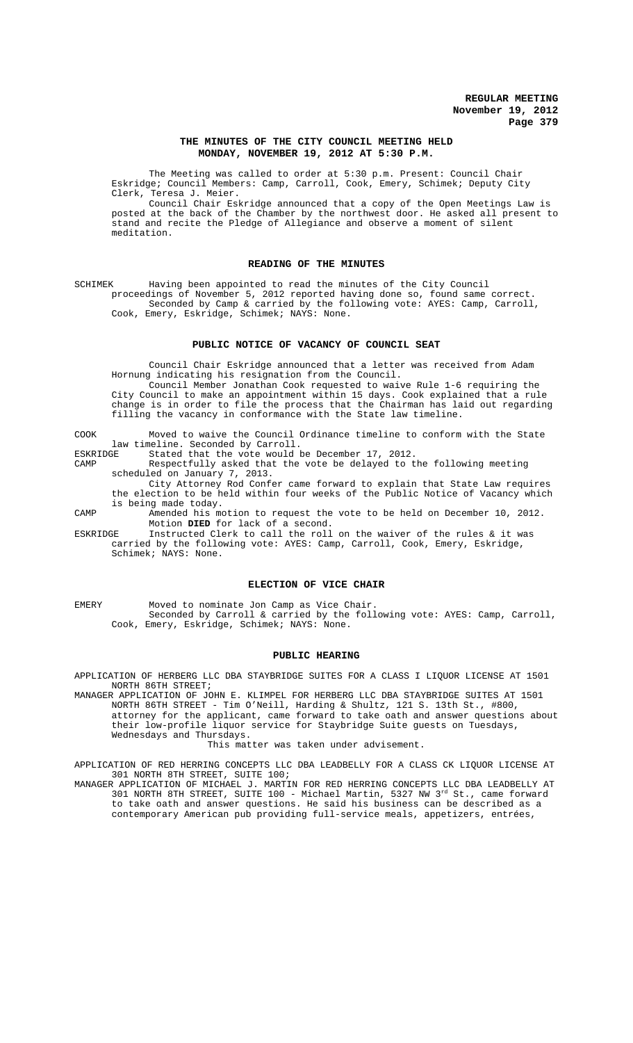## THE MINUTES OF THE CITY COUNCIL MEETING HELD MONDAY, NOVEMBER 19, 2012 AT 5:30 P.M.

The Meeting was called to order at 5:30 p.m. Present: Council Chair Eskridge; Council Members: Camp, Carroll, Cook, Emery, Schimek; Deputy City Clerk, Teresa J. Meier.

Council Chair Eskridge announced that a copy of the Open Meetings Law is posted at the back of the Chamber by the northwest door. He asked all present to stand and recite the Pledge of Allegiance and observe a moment of silent meditation.

### READING OF THE MINUTES

SCHIMEK Having been appointed to read the minutes of the City Council proceedings of November 5, 2012 reported having done so, found same correct. Seconded by Camp & carried by the following vote: AYES: Camp, Carroll, Cook, Emery, Eskridge, Schimek; NAYS: None.

### PUBLIC NOTICE OF VACANCY OF COUNCIL SEAT

Council Chair Eskridge announced that a letter was received from Adam Hornung indicating his resignation from the Council.

Council Member Jonathan Cook requested to waive Rule 1-6 requiring the City Council to make an appointment within 15 days. Cook explained that a rule change is in order to file the process that the Chairman has laid out regarding filling the vacancy in conformance with the State law timeline.

COOK Moved to waive the Council Ordinance timeline to conform with the State law timeline. Seconded by Carroll.

ESKRIDGE Stated that the vote would be December 17, 2012.

CAMP Respectfully asked that the vote be delayed to the following meeting scheduled on January 7, 2013.

City Attorney Rod Confer came forward to explain that State Law requires the election to be held within four weeks of the Public Notice of Vacancy which is being made today.

CAMP Amended his motion to request the vote to be held on December 10, 2012. Motion **DIED** for lack of a second.

ESKRIDGE Instructed Clerk to call the roll on the waiver of the rules & it was carried by the following vote: AYES: Camp, Carroll, Cook, Emery, Eskridge, Schimek; NAYS: None.

### ELECTION OF VICE CHAIR

EMERY Moved to nominate Jon Camp as Vice Chair. Seconded by Carroll & carried by the following vote: AYES: Camp, Carroll, Cook, Emery, Eskridge, Schimek; NAYS: None.

### PUBLIC HEARING

APPLICATION OF HERBERG LLC DBA STAYBRIDGE SUITES FOR A CLASS I LIQUOR LICENSE AT 1501 NORTH 86TH STREET;

MANAGER APPLICATION OF JOHN E. KLIMPEL FOR HERBERG LLC DBA STAYBRIDGE SUITES AT 1501 NORTH 86TH STREET - Tim O'Neill, Harding & Shultz, 121 S. 13th St., #800, attorney for the applicant, came forward to take oath and answer questions about their low-profile liquor service for Staybridge Suite guests on Tuesdays, Wednesdays and Thursdays.

This matter was taken under advisement.

APPLICATION OF RED HERRING CONCEPTS LLC DBA LEADBELLY FOR A CLASS CK LIQUOR LICENSE AT 301 NORTH 8TH STREET, SUITE 100;

MANAGER APPLICATION OF MICHAEL J. MARTIN FOR RED HERRING CONCEPTS LLC DBA LEADBELLY AT 301 NORTH 8TH STREET, SUITE 100 - Michael Martin, 5327 NW 3rd St., came forward to take oath and answer questions. He said his business can be described as a contemporary American pub providing full-service meals, appetizers, entrées,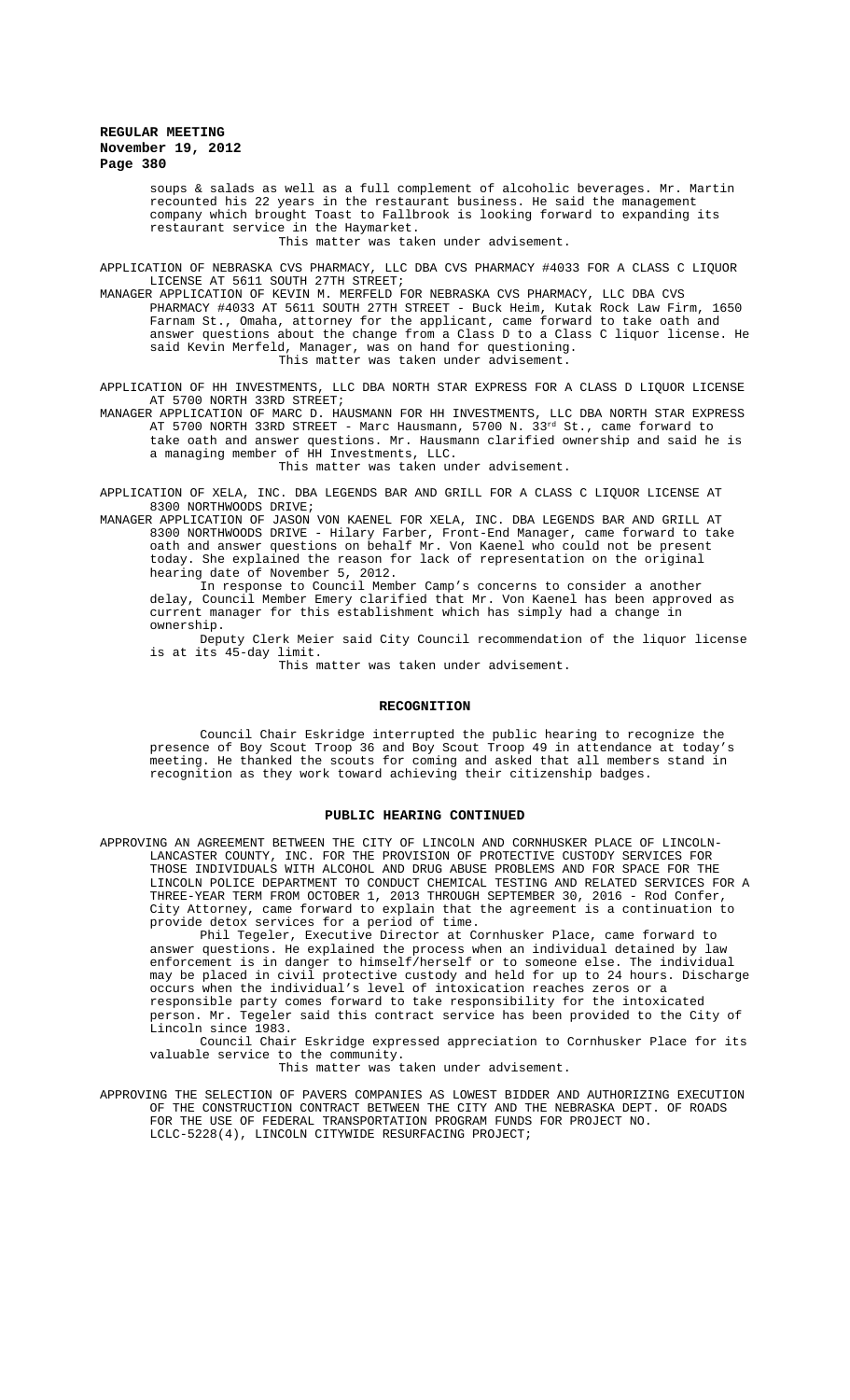soups & salads as well as a full complement of alcoholic beverages. Mr. Martin recounted his 22 years in the restaurant business. He said the management company which brought Toast to Fallbrook is looking forward to expanding its restaurant service in the Haymarket.

This matter was taken under advisement.

APPLICATION OF NEBRASKA CVS PHARMACY, LLC DBA CVS PHARMACY #4033 FOR A CLASS C LIQUOR LICENSE AT 5611 SOUTH 27TH STREET;

MANAGER APPLICATION OF KEVIN M. MERFELD FOR NEBRASKA CVS PHARMACY, LLC DBA CVS PHARMACY #4033 AT 5611 SOUTH 27TH STREET - Buck Heim, Kutak Rock Law Firm, 1650 Farnam St., Omaha, attorney for the applicant, came forward to take oath and answer questions about the change from a Class D to a Class C liquor license. He said Kevin Merfeld, Manager, was on hand for questioning.

This matter was taken under advisement.

APPLICATION OF HH INVESTMENTS, LLC DBA NORTH STAR EXPRESS FOR A CLASS D LIQUOR LICENSE AT 5700 NORTH 33RD STREET;

MANAGER APPLICATION OF MARC D. HAUSMANN FOR HH INVESTMENTS, LLC DBA NORTH STAR EXPRESS AT 5700 NORTH 33RD STREET - Marc Hausmann, 5700 N. 33rd St., came forward to take oath and answer questions. Mr. Hausmann clarified ownership and said he is a managing member of HH Investments, LLC.

This matter was taken under advisement.

APPLICATION OF XELA, INC. DBA LEGENDS BAR AND GRILL FOR A CLASS C LIQUOR LICENSE AT 8300 NORTHWOODS DRIVE;

MANAGER APPLICATION OF JASON VON KAENEL FOR XELA, INC. DBA LEGENDS BAR AND GRILL AT 8300 NORTHWOODS DRIVE - Hilary Farber, Front-End Manager, came forward to take oath and answer questions on behalf Mr. Von Kaenel who could not be present today. She explained the reason for lack of representation on the original hearing date of November 5, 2012.

In response to Council Member Camp's concerns to consider a another delay, Council Member Emery clarified that Mr. Von Kaenel has been approved as current manager for this establishment which has simply had a change in ownership.

Deputy Clerk Meier said City Council recommendation of the liquor license is at its 45-day limit.

This matter was taken under advisement.

## RECOGNITION

Council Chair Eskridge interrupted the public hearing to recognize the presence of Boy Scout Troop 36 and Boy Scout Troop 49 in attendance at today's meeting. He thanked the scouts for coming and asked that all members stand in recognition as they work toward achieving their citizenship badges.

## PUBLIC HEARING CONTINUED

APPROVING AN AGREEMENT BETWEEN THE CITY OF LINCOLN AND CORNHUSKER PLACE OF LINCOLN-LANCASTER COUNTY, INC. FOR THE PROVISION OF PROTECTIVE CUSTODY SERVICES FOR THOSE INDIVIDUALS WITH ALCOHOL AND DRUG ABUSE PROBLEMS AND FOR SPACE FOR THE LINCOLN POLICE DEPARTMENT TO CONDUCT CHEMICAL TESTING AND RELATED SERVICES FOR A THREE-YEAR TERM FROM OCTOBER 1, 2013 THROUGH SEPTEMBER 30, 2016 - Rod Confer, City Attorney, came forward to explain that the agreement is a continuation to provide detox services for a period of time.

Phil Tegeler, Executive Director at Cornhusker Place, came forward to answer questions. He explained the process when an individual detained by law enforcement is in danger to himself/herself or to someone else. The individual may be placed in civil protective custody and held for up to 24 hours. Discharge occurs when the individual's level of intoxication reaches zeros or a responsible party comes forward to take responsibility for the intoxicated person. Mr. Tegeler said this contract service has been provided to the City of Lincoln since 1983.

Council Chair Eskridge expressed appreciation to Cornhusker Place for its valuable service to the community.

This matter was taken under advisement.

APPROVING THE SELECTION OF PAVERS COMPANIES AS LOWEST BIDDER AND AUTHORIZING EXECUTION OF THE CONSTRUCTION CONTRACT BETWEEN THE CITY AND THE NEBRASKA DEPT. OF ROADS FOR THE USE OF FEDERAL TRANSPORTATION PROGRAM FUNDS FOR PROJECT NO. LCLC-5228(4), LINCOLN CITYWIDE RESURFACING PROJECT;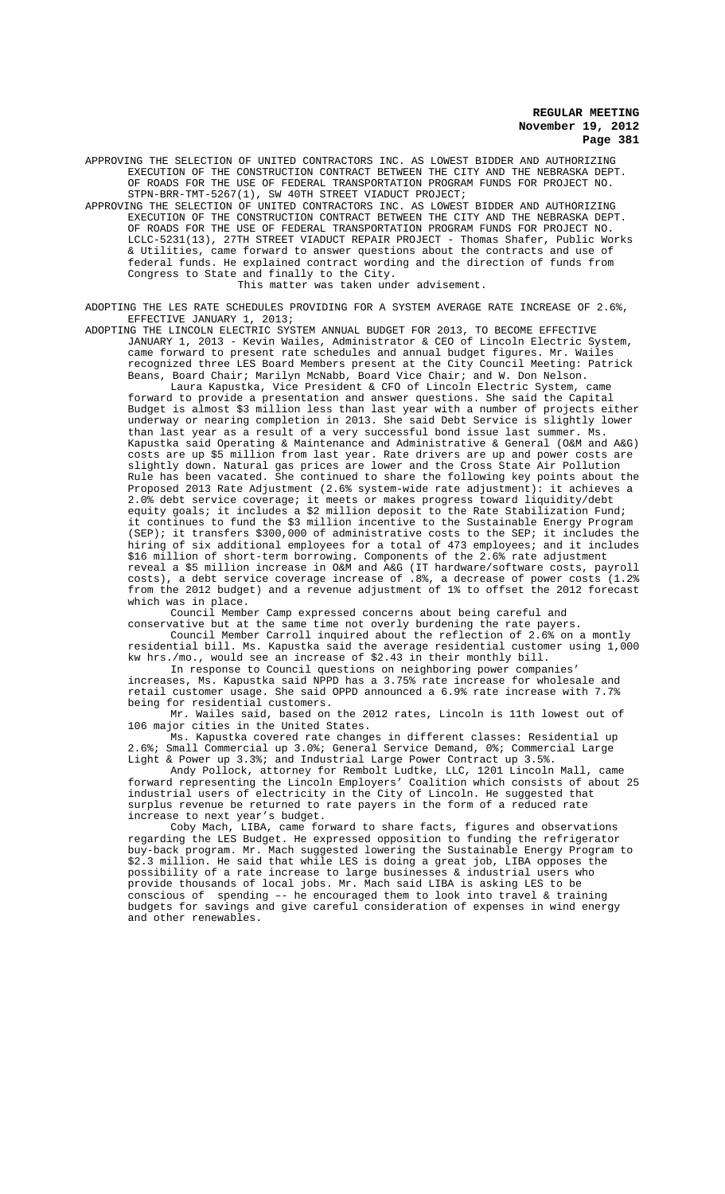APPROVING THE SELECTION OF UNITED CONTRACTORS INC. AS LOWEST BIDDER AND AUTHORIZING EXECUTION OF THE CONSTRUCTION CONTRACT BETWEEN THE CITY AND THE NEBRASKA DEPT. OF ROADS FOR THE USE OF FEDERAL TRANSPORTATION PROGRAM FUNDS FOR PROJECT NO. STPN-BRR-TMT-5267(1), SW 40TH STREET VIADUCT PROJECT;

APPROVING THE SELECTION OF UNITED CONTRACTORS INC. AS LOWEST BIDDER AND AUTHORIZING EXECUTION OF THE CONSTRUCTION CONTRACT BETWEEN THE CITY AND THE NEBRASKA DEPT. OF ROADS FOR THE USE OF FEDERAL TRANSPORTATION PROGRAM FUNDS FOR PROJECT NO. LCLC-5231(13), 27TH STREET VIADUCT REPAIR PROJECT - Thomas Shafer, Public Works & Utilities, came forward to answer questions about the contracts and use of federal funds. He explained contract wording and the direction of funds from Congress to State and finally to the City.

This matter was taken under advisement.

ADOPTING THE LES RATE SCHEDULES PROVIDING FOR A SYSTEM AVERAGE RATE INCREASE OF 2.6%, EFFECTIVE JANUARY 1, 2013;

ADOPTING THE LINCOLN ELECTRIC SYSTEM ANNUAL BUDGET FOR 2013, TO BECOME EFFECTIVE JANUARY 1, 2013 - Kevin Wailes, Administrator & CEO of Lincoln Electric System, came forward to present rate schedules and annual budget figures. Mr. Wailes recognized three LES Board Members present at the City Council Meeting: Patrick Beans, Board Chair; Marilyn McNabb, Board Vice Chair; and W. Don Nelson.

Laura Kapustka, Vice President & CFO of Lincoln Electric System, came forward to provide a presentation and answer questions. She said the Capital Budget is almost $3 million less than last year with a number of projects either underway or nearing completion in 2013. She said Debt Service is slightly lower than last year as a result of a very successful bond issue last summer. Ms. Kapustka said Operating & Maintenance and Administrative & General (O&M and A&G) costs are up $5 million from last year. Rate drivers are up and power costs are slightly down. Natural gas prices are lower and the Cross State Air Pollution Rule has been vacated. She continued to share the following key points about the Proposed 2013 Rate Adjustment (2.6% system-wide rate adjustment): it achieves a 2.0% debt service coverage; it meets or makes progress toward liquidity/debt equity goals; it includes a $2 million deposit to the Rate Stabilization Fund; it continues to fund the $3 million incentive to the Sustainable Energy Program (SEP); it transfers $300,000 of administrative costs to the SEP; it includes the hiring of six additional employees for a total of 473 employees; and it includes $16 million of short-term borrowing. Components of the 2.6% rate adjustment reveal a $5 million increase in O&M and A&G (IT hardware/software costs, payroll costs), a debt service coverage increase of .8%, a decrease of power costs (1.2% from the 2012 budget) and a revenue adjustment of 1% to offset the 2012 forecast which was in place.

Council Member Camp expressed concerns about being careful and conservative but at the same time not overly burdening the rate payers.

Council Member Carroll inquired about the reflection of 2.6% on a montly residential bill. Ms. Kapustka said the average residential customer using 1,000 kw hrs./mo., would see an increase of $2.43 in their monthly bill.

In response to Council questions on neighboring power companies' increases, Ms. Kapustka said NPPD has a 3.75% rate increase for wholesale and retail customer usage. She said OPPD announced a 6.9% rate increase with 7.7% being for residential customers.

Mr. Wailes said, based on the 2012 rates, Lincoln is 11th lowest out of 106 major cities in the United States.

Ms. Kapustka covered rate changes in different classes: Residential up 2.6%; Small Commercial up 3.0%; General Service Demand, 0%; Commercial Large Light & Power up 3.3%; and Industrial Large Power Contract up 3.5%.

Andy Pollock, attorney for Rembolt Ludtke, LLC, 1201 Lincoln Mall, came forward representing the Lincoln Employers' Coalition which consists of about 25 industrial users of electricity in the City of Lincoln. He suggested that surplus revenue be returned to rate payers in the form of a reduced rate increase to next year's budget.

Coby Mach, LIBA, came forward to share facts, figures and observations regarding the LES Budget. He expressed opposition to funding the refrigerator buy-back program. Mr. Mach suggested lowering the Sustainable Energy Program to $2.3 million. He said that while LES is doing a great job, LIBA opposes the possibility of a rate increase to large businesses & industrial users who provide thousands of local jobs. Mr. Mach said LIBA is asking LES to be conscious of spending –- he encouraged them to look into travel & training budgets for savings and give careful consideration of expenses in wind energy and other renewables.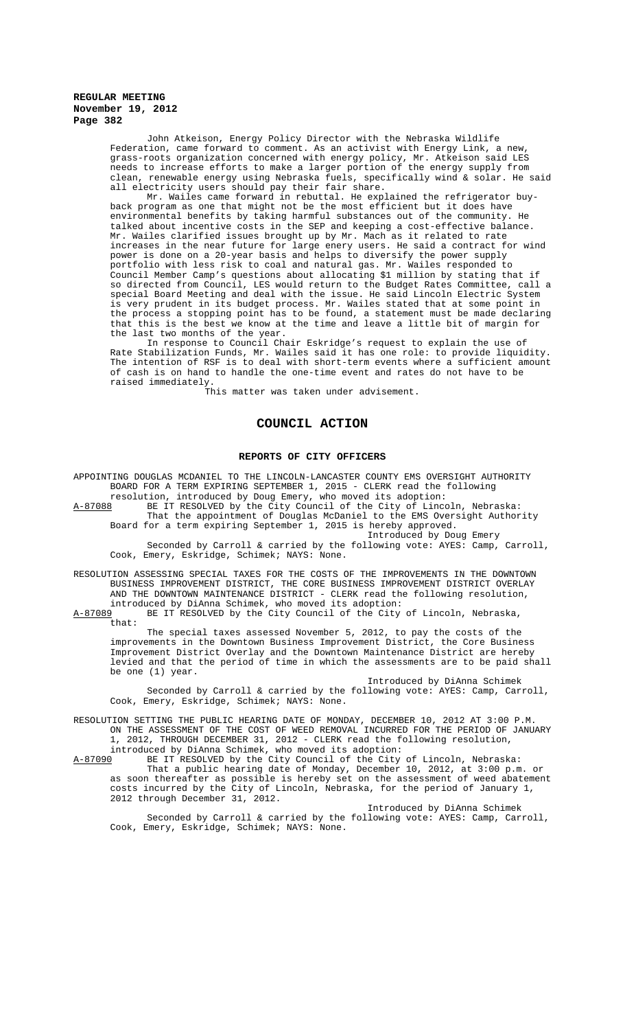John Atkeison, Energy Policy Director with the Nebraska Wildlife Federation, came forward to comment. As an activist with Energy Link, a new, grass-roots organization concerned with energy policy, Mr. Atkeison said LES needs to increase efforts to make a larger portion of the energy supply from clean, renewable energy using Nebraska fuels, specifically wind & solar. He said all electricity users should pay their fair share.

Mr. Wailes came forward in rebuttal. He explained the refrigerator buy-back program as one that might not be the most efficient but it does have environmental benefits by taking harmful substances out of the community. He talked about incentive costs in the SEP and keeping a cost-effective balance. Mr. Wailes clarified issues brought up by Mr. Mach as it related to rate increases in the near future for large enery users. He said a contract for wind power is done on a 20-year basis and helps to diversify the power supply portfolio with less risk to coal and natural gas. Mr. Wailes responded to Council Member Camp's questions about allocating $1 million by stating that if so directed from Council, LES would return to the Budget Rates Committee, call a special Board Meeting and deal with the issue. He said Lincoln Electric System is very prudent in its budget process. Mr. Wailes stated that at some point in the process a stopping point has to be found, a statement must be made declaring that this is the best we know at the time and leave a little bit of margin for the last two months of the year.

In response to Council Chair Eskridge's request to explain the use of Rate Stabilization Funds, Mr. Wailes said it has one role: to provide liquidity. The intention of RSF is to deal with short-term events where a sufficient amount of cash is on hand to handle the one-time event and rates do not have to be raised immediately.

This matter was taken under advisement.

## COUNCIL ACTION

### REPORTS OF CITY OFFICERS

APPOINTING DOUGLAS MCDANIEL TO THE LINCOLN-LANCASTER COUNTY EMS OVERSIGHT AUTHORITY BOARD FOR A TERM EXPIRING SEPTEMBER 1, 2015 - CLERK read the following resolution, introduced by Doug Emery, who moved its adoption:

A-87088 BE IT RESOLVED by the City Council of the City of Lincoln, Nebraska:

That the appointment of Douglas McDaniel to the EMS Oversight Authority Board for a term expiring September 1, 2015 is hereby approved.

Introduced by Doug Emery

Seconded by Carroll & carried by the following vote: AYES: Camp, Carroll, Cook, Emery, Eskridge, Schimek; NAYS: None.

RESOLUTION ASSESSING SPECIAL TAXES FOR THE COSTS OF THE IMPROVEMENTS IN THE DOWNTOWN BUSINESS IMPROVEMENT DISTRICT, THE CORE BUSINESS IMPROVEMENT DISTRICT OVERLAY AND THE DOWNTOWN MAINTENANCE DISTRICT - CLERK read the following resolution, introduced by DiAnna Schimek, who moved its adoption:

A-87089 BE IT RESOLVED by the City Council of the City of Lincoln, Nebraska, that:

The special taxes assessed November 5, 2012, to pay the costs of the improvements in the Downtown Business Improvement District, the Core Business Improvement District Overlay and the Downtown Maintenance District are hereby levied and that the period of time in which the assessments are to be paid shall be one (1) year.

Introduced by DiAnna Schimek

Seconded by Carroll & carried by the following vote: AYES: Camp, Carroll, Cook, Emery, Eskridge, Schimek; NAYS: None.

RESOLUTION SETTING THE PUBLIC HEARING DATE OF MONDAY, DECEMBER 10, 2012 AT 3:00 P.M. ON THE ASSESSMENT OF THE COST OF WEED REMOVAL INCURRED FOR THE PERIOD OF JANUARY 1, 2012, THROUGH DECEMBER 31, 2012 - CLERK read the following resolution, introduced by DiAnna Schimek, who moved its adoption:

A-87090 BE IT RESOLVED by the City Council of the City of Lincoln, Nebraska:

That a public hearing date of Monday, December 10, 2012, at 3:00 p.m. or as soon thereafter as possible is hereby set on the assessment of weed abatement costs incurred by the City of Lincoln, Nebraska, for the period of January 1, 2012 through December 31, 2012.

Introduced by DiAnna Schimek

Seconded by Carroll & carried by the following vote: AYES: Camp, Carroll, Cook, Emery, Eskridge, Schimek; NAYS: None.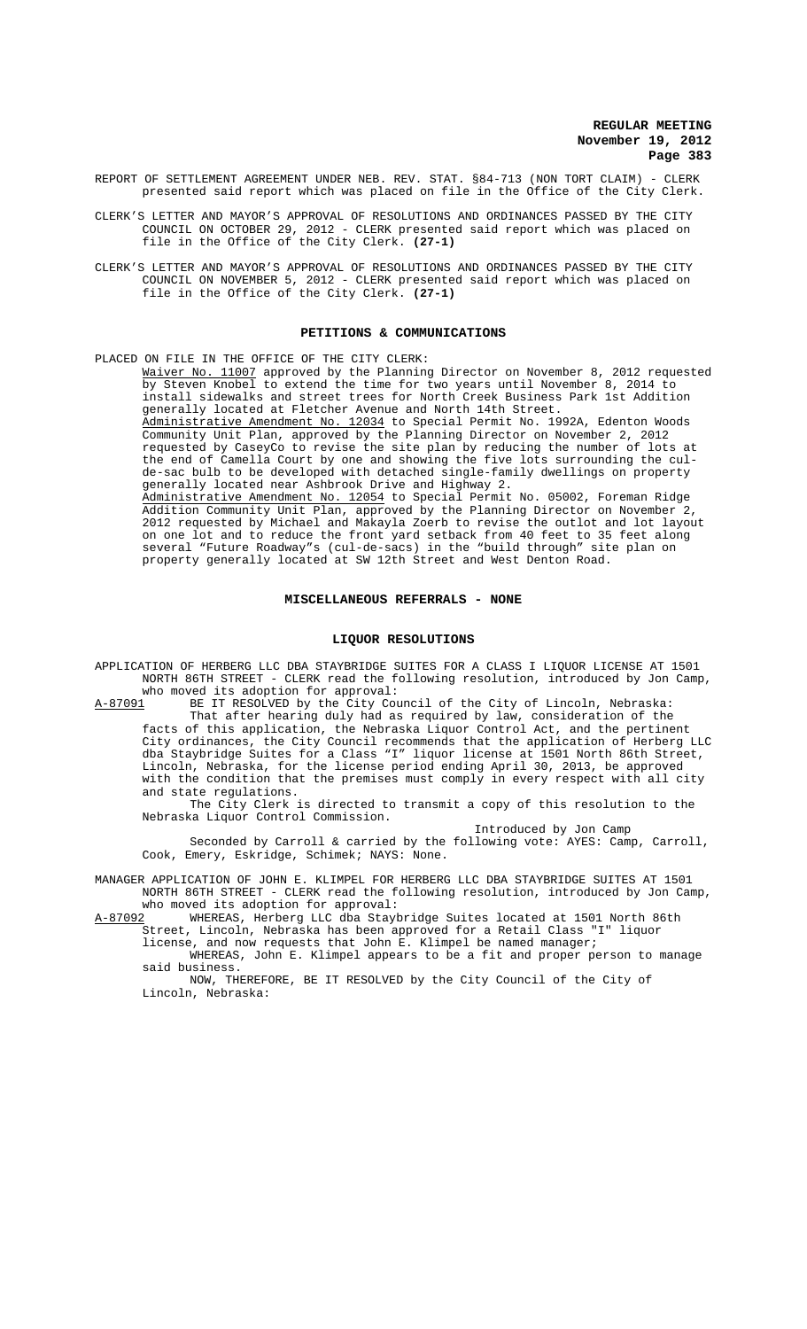REPORT OF SETTLEMENT AGREEMENT UNDER NEB. REV. STAT. §84-713 (NON TORT CLAIM) - CLERK presented said report which was placed on file in the Office of the City Clerk.

CLERK'S LETTER AND MAYOR'S APPROVAL OF RESOLUTIONS AND ORDINANCES PASSED BY THE CITY COUNCIL ON OCTOBER 29, 2012 - CLERK presented said report which was placed on file in the Office of the City Clerk. **(27-1)**

CLERK'S LETTER AND MAYOR'S APPROVAL OF RESOLUTIONS AND ORDINANCES PASSED BY THE CITY COUNCIL ON NOVEMBER 5, 2012 - CLERK presented said report which was placed on file in the Office of the City Clerk. **(27-1)**

## PETITIONS & COMMUNICATIONS

PLACED ON FILE IN THE OFFICE OF THE CITY CLERK:

Waiver No. 11007 approved by the Planning Director on November 8, 2012 requested by Steven Knobel to extend the time for two years until November 8, 2014 to install sidewalks and street trees for North Creek Business Park 1st Addition generally located at Fletcher Avenue and North 14th Street.

Administrative Amendment No. 12034 to Special Permit No. 1992A, Edenton Woods Community Unit Plan, approved by the Planning Director on November 2, 2012 requested by CaseyCo to revise the site plan by reducing the number of lots at the end of Camella Court by one and showing the five lots surrounding the cul-de-sac bulb to be developed with detached single-family dwellings on property generally located near Ashbrook Drive and Highway 2.

Administrative Amendment No. 12054 to Special Permit No. 05002, Foreman Ridge Addition Community Unit Plan, approved by the Planning Director on November 2, 2012 requested by Michael and Makayla Zoerb to revise the outlot and lot layout on one lot and to reduce the front yard setback from 40 feet to 35 feet along several "Future Roadway"s (cul-de-sacs) in the "build through" site plan on property generally located at SW 12th Street and West Denton Road.

## MISCELLANEOUS REFERRALS - NONE

## LIQUOR RESOLUTIONS

APPLICATION OF HERBERG LLC DBA STAYBRIDGE SUITES FOR A CLASS I LIQUOR LICENSE AT 1501 NORTH 86TH STREET - CLERK read the following resolution, introduced by Jon Camp, who moved its adoption for approval:

A-87091 BE IT RESOLVED by the City Council of the City of Lincoln, Nebraska:

That after hearing duly had as required by law, consideration of the facts of this application, the Nebraska Liquor Control Act, and the pertinent City ordinances, the City Council recommends that the application of Herberg LLC dba Staybridge Suites for a Class "I" liquor license at 1501 North 86th Street, Lincoln, Nebraska, for the license period ending April 30, 2013, be approved with the condition that the premises must comply in every respect with all city and state regulations.

The City Clerk is directed to transmit a copy of this resolution to the Nebraska Liquor Control Commission.

Introduced by Jon Camp

Seconded by Carroll & carried by the following vote: AYES: Camp, Carroll, Cook, Emery, Eskridge, Schimek; NAYS: None.

MANAGER APPLICATION OF JOHN E. KLIMPEL FOR HERBERG LLC DBA STAYBRIDGE SUITES AT 1501 NORTH 86TH STREET - CLERK read the following resolution, introduced by Jon Camp, who moved its adoption for approval:

A-87092 WHEREAS, Herberg LLC dba Staybridge Suites located at 1501 North 86th Street, Lincoln, Nebraska has been approved for a Retail Class "I" liquor license, and now requests that John E. Klimpel be named manager;

WHEREAS, John E. Klimpel appears to be a fit and proper person to manage said business.

NOW, THEREFORE, BE IT RESOLVED by the City Council of the City of Lincoln, Nebraska: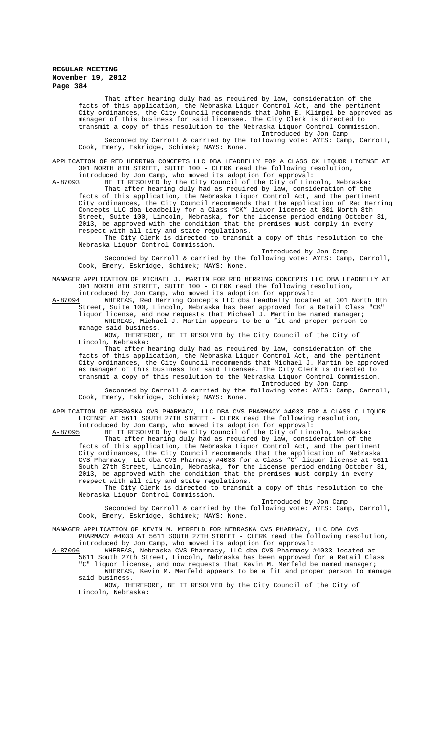That after hearing duly had as required by law, consideration of the facts of this application, the Nebraska Liquor Control Act, and the pertinent City ordinances, the City Council recommends that John E. Klimpel be approved as manager of this business for said licensee. The City Clerk is directed to transmit a copy of this resolution to the Nebraska Liquor Control Commission.

Introduced by Jon Camp

Seconded by Carroll & carried by the following vote: AYES: Camp, Carroll, Cook, Emery, Eskridge, Schimek; NAYS: None.

APPLICATION OF RED HERRING CONCEPTS LLC DBA LEADBELLY FOR A CLASS CK LIQUOR LICENSE AT 301 NORTH 8TH STREET, SUITE 100 - CLERK read the following resolution, introduced by Jon Camp, who moved its adoption for approval:

A-87093 BE IT RESOLVED by the City Council of the City of Lincoln, Nebraska:

That after hearing duly had as required by law, consideration of the facts of this application, the Nebraska Liquor Control Act, and the pertinent City ordinances, the City Council recommends that the application of Red Herring Concepts LLC dba Leadbelly for a Class "CK" liquor license at 301 North 8th Street, Suite 100, Lincoln, Nebraska, for the license period ending October 31, 2013, be approved with the condition that the premises must comply in every respect with all city and state regulations.

The City Clerk is directed to transmit a copy of this resolution to the Nebraska Liquor Control Commission.

Introduced by Jon Camp

Seconded by Carroll & carried by the following vote: AYES: Camp, Carroll, Cook, Emery, Eskridge, Schimek; NAYS: None.

MANAGER APPLICATION OF MICHAEL J. MARTIN FOR RED HERRING CONCEPTS LLC DBA LEADBELLY AT 301 NORTH 8TH STREET, SUITE 100 - CLERK read the following resolution, introduced by Jon Camp, who moved its adoption for approval:

A-87094 WHEREAS, Red Herring Concepts LLC dba Leadbelly located at 301 North 8th Street, Suite 100, Lincoln, Nebraska has been approved for a Retail Class "CK" liquor license, and now requests that Michael J. Martin be named manager;

WHEREAS, Michael J. Martin appears to be a fit and proper person to manage said business.

NOW, THEREFORE, BE IT RESOLVED by the City Council of the City of Lincoln, Nebraska:

That after hearing duly had as required by law, consideration of the facts of this application, the Nebraska Liquor Control Act, and the pertinent City ordinances, the City Council recommends that Michael J. Martin be approved as manager of this business for said licensee. The City Clerk is directed to transmit a copy of this resolution to the Nebraska Liquor Control Commission.

Introduced by Jon Camp

Seconded by Carroll & carried by the following vote: AYES: Camp, Carroll, Cook, Emery, Eskridge, Schimek; NAYS: None.

APPLICATION OF NEBRASKA CVS PHARMACY, LLC DBA CVS PHARMACY #4033 FOR A CLASS C LIQUOR LICENSE AT 5611 SOUTH 27TH STREET - CLERK read the following resolution, introduced by Jon Camp, who moved its adoption for approval:

A-87095 BE IT RESOLVED by the City Council of the City of Lincoln, Nebraska:

That after hearing duly had as required by law, consideration of the facts of this application, the Nebraska Liquor Control Act, and the pertinent City ordinances, the City Council recommends that the application of Nebraska CVS Pharmacy, LLC dba CVS Pharmacy #4033 for a Class "C" liquor license at 5611 South 27th Street, Lincoln, Nebraska, for the license period ending October 31, 2013, be approved with the condition that the premises must comply in every respect with all city and state regulations.

The City Clerk is directed to transmit a copy of this resolution to the Nebraska Liquor Control Commission.

Introduced by Jon Camp

Seconded by Carroll & carried by the following vote: AYES: Camp, Carroll, Cook, Emery, Eskridge, Schimek; NAYS: None.

MANAGER APPLICATION OF KEVIN M. MERFELD FOR NEBRASKA CVS PHARMACY, LLC DBA CVS PHARMACY #4033 AT 5611 SOUTH 27TH STREET - CLERK read the following resolution, introduced by Jon Camp, who moved its adoption for approval:

A-87096 WHEREAS, Nebraska CVS Pharmacy, LLC dba CVS Pharmacy #4033 located at 5611 South 27th Street, Lincoln, Nebraska has been approved for a Retail Class "C" liquor license, and now requests that Kevin M. Merfeld be named manager;

WHEREAS, Kevin M. Merfeld appears to be a fit and proper person to manage said business.

NOW, THEREFORE, BE IT RESOLVED by the City Council of the City of Lincoln, Nebraska: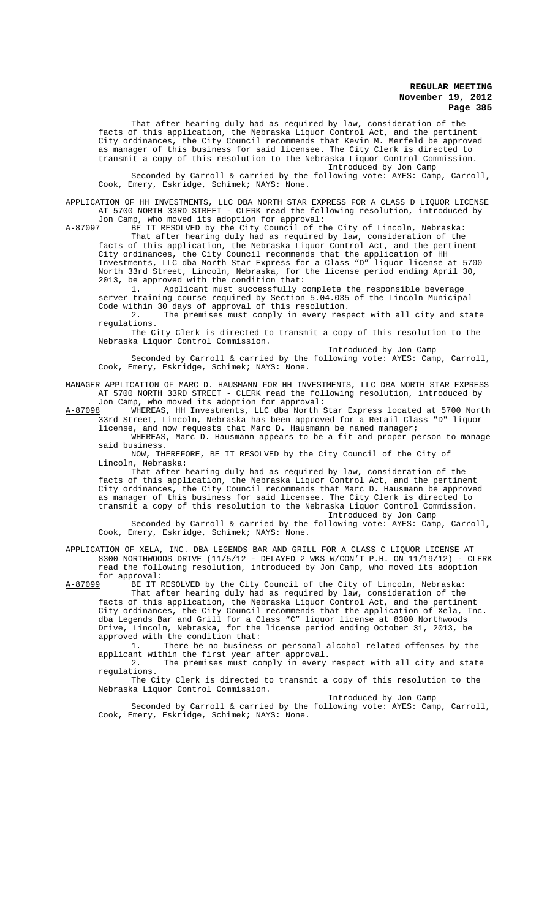That after hearing duly had as required by law, consideration of the facts of this application, the Nebraska Liquor Control Act, and the pertinent City ordinances, the City Council recommends that Kevin M. Merfeld be approved as manager of this business for said licensee. The City Clerk is directed to transmit a copy of this resolution to the Nebraska Liquor Control Commission.

Introduced by Jon Camp

Seconded by Carroll & carried by the following vote: AYES: Camp, Carroll, Cook, Emery, Eskridge, Schimek; NAYS: None.

APPLICATION OF HH INVESTMENTS, LLC DBA NORTH STAR EXPRESS FOR A CLASS D LIQUOR LICENSE AT 5700 NORTH 33RD STREET - CLERK read the following resolution, introduced by Jon Camp, who moved its adoption for approval:

A-87097 BE IT RESOLVED by the City Council of the City of Lincoln, Nebraska:

That after hearing duly had as required by law, consideration of the facts of this application, the Nebraska Liquor Control Act, and the pertinent City ordinances, the City Council recommends that the application of HH Investments, LLC dba North Star Express for a Class "D" liquor license at 5700 North 33rd Street, Lincoln, Nebraska, for the license period ending April 30, 2013, be approved with the condition that:

1. Applicant must successfully complete the responsible beverage server training course required by Section 5.04.035 of the Lincoln Municipal Code within 30 days of approval of this resolution.

2. The premises must comply in every respect with all city and state regulations.

The City Clerk is directed to transmit a copy of this resolution to the Nebraska Liquor Control Commission.

Introduced by Jon Camp

Seconded by Carroll & carried by the following vote: AYES: Camp, Carroll, Cook, Emery, Eskridge, Schimek; NAYS: None.

MANAGER APPLICATION OF MARC D. HAUSMANN FOR HH INVESTMENTS, LLC DBA NORTH STAR EXPRESS AT 5700 NORTH 33RD STREET - CLERK read the following resolution, introduced by Jon Camp, who moved its adoption for approval:

A-87098 WHEREAS, HH Investments, LLC dba North Star Express located at 5700 North 33rd Street, Lincoln, Nebraska has been approved for a Retail Class "D" liquor license, and now requests that Marc D. Hausmann be named manager;

WHEREAS, Marc D. Hausmann appears to be a fit and proper person to manage said business.

NOW, THEREFORE, BE IT RESOLVED by the City Council of the City of Lincoln, Nebraska:

That after hearing duly had as required by law, consideration of the facts of this application, the Nebraska Liquor Control Act, and the pertinent City ordinances, the City Council recommends that Marc D. Hausmann be approved as manager of this business for said licensee. The City Clerk is directed to transmit a copy of this resolution to the Nebraska Liquor Control Commission.

Introduced by Jon Camp

Seconded by Carroll & carried by the following vote: AYES: Camp, Carroll, Cook, Emery, Eskridge, Schimek; NAYS: None.

APPLICATION OF XELA, INC. DBA LEGENDS BAR AND GRILL FOR A CLASS C LIQUOR LICENSE AT 8300 NORTHWOODS DRIVE (11/5/12 - DELAYED 2 WKS W/CON'T P.H. ON 11/19/12) - CLERK read the following resolution, introduced by Jon Camp, who moved its adoption for approval:

A-87099 BE IT RESOLVED by the City Council of the City of Lincoln, Nebraska:

That after hearing duly had as required by law, consideration of the facts of this application, the Nebraska Liquor Control Act, and the pertinent City ordinances, the City Council recommends that the application of Xela, Inc. dba Legends Bar and Grill for a Class "C" liquor license at 8300 Northwoods Drive, Lincoln, Nebraska, for the license period ending October 31, 2013, be approved with the condition that:

1. There be no business or personal alcohol related offenses by the applicant within the first year after approval.

2. The premises must comply in every respect with all city and state regulations.

The City Clerk is directed to transmit a copy of this resolution to the Nebraska Liquor Control Commission.

Introduced by Jon Camp

Seconded by Carroll & carried by the following vote: AYES: Camp, Carroll, Cook, Emery, Eskridge, Schimek; NAYS: None.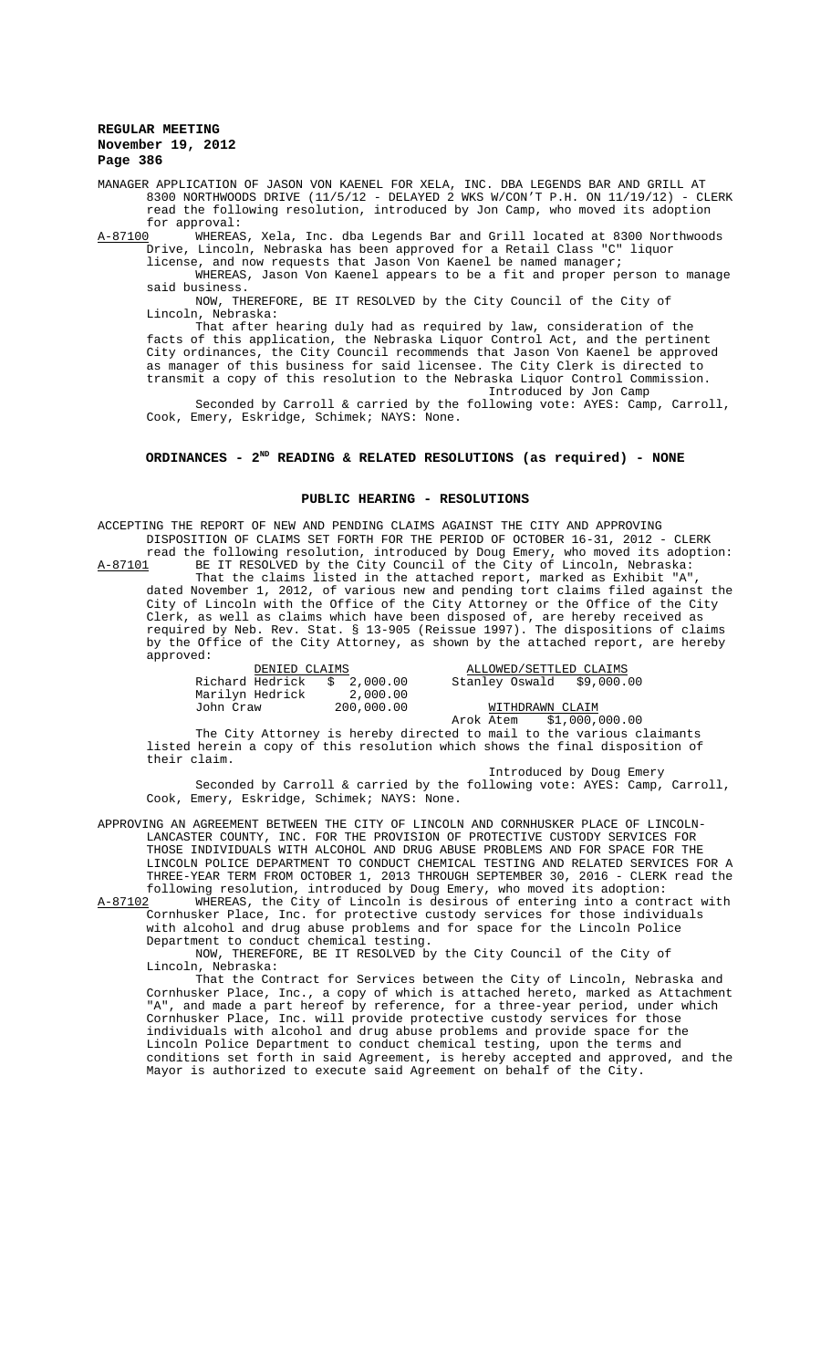MANAGER APPLICATION OF JASON VON KAENEL FOR XELA, INC. DBA LEGENDS BAR AND GRILL AT 8300 NORTHWOODS DRIVE (11/5/12 - DELAYED 2 WKS W/CON'T P.H. ON 11/19/12) - CLERK read the following resolution, introduced by Jon Camp, who moved its adoption for approval:

A-87100 WHEREAS, Xela, Inc. dba Legends Bar and Grill located at 8300 Northwoods Drive, Lincoln, Nebraska has been approved for a Retail Class "C" liquor license, and now requests that Jason Von Kaenel be named manager;

WHEREAS, Jason Von Kaenel appears to be a fit and proper person to manage said business.

NOW, THEREFORE, BE IT RESOLVED by the City Council of the City of Lincoln, Nebraska:

That after hearing duly had as required by law, consideration of the facts of this application, the Nebraska Liquor Control Act, and the pertinent City ordinances, the City Council recommends that Jason Von Kaenel be approved as manager of this business for said licensee. The City Clerk is directed to transmit a copy of this resolution to the Nebraska Liquor Control Commission.

Introduced by Jon Camp

Seconded by Carroll & carried by the following vote: AYES: Camp, Carroll, Cook, Emery, Eskridge, Schimek; NAYS: None.

## ORDINANCES - 2ND READING & RELATED RESOLUTIONS (as required) - NONE

## PUBLIC HEARING - RESOLUTIONS

ACCEPTING THE REPORT OF NEW AND PENDING CLAIMS AGAINST THE CITY AND APPROVING DISPOSITION OF CLAIMS SET FORTH FOR THE PERIOD OF OCTOBER 16-31, 2012 - CLERK read the following resolution, introduced by Doug Emery, who moved its adoption:

A-87101 BE IT RESOLVED by the City Council of the City of Lincoln, Nebraska:

That the claims listed in the attached report, marked as Exhibit "A", dated November 1, 2012, of various new and pending tort claims filed against the City of Lincoln with the Office of the City Attorney or the Office of the City Clerk, as well as claims which have been disposed of, are hereby received as required by Neb. Rev. Stat. § 13-905 (Reissue 1997). The dispositions of claims by the Office of the City Attorney, as shown by the attached report, are hereby approved:

| DENIED CLAIMS | | ALLOWED/SETTLED CLAIMS | |
|---|---|---|---|
| Richard Hedrick | $ 2,000.00 | Stanley Oswald | $9,000.00 |
| Marilyn Hedrick | 2,000.00 | | |
| John Craw | 200,000.00 | WITHDRAWN CLAIM | |
| | | Arok Atem | $1,000,000.00 |

The City Attorney is hereby directed to mail to the various claimants listed herein a copy of this resolution which shows the final disposition of their claim.

Introduced by Doug Emery

Seconded by Carroll & carried by the following vote: AYES: Camp, Carroll, Cook, Emery, Eskridge, Schimek; NAYS: None.

APPROVING AN AGREEMENT BETWEEN THE CITY OF LINCOLN AND CORNHUSKER PLACE OF LINCOLN-LANCASTER COUNTY, INC. FOR THE PROVISION OF PROTECTIVE CUSTODY SERVICES FOR THOSE INDIVIDUALS WITH ALCOHOL AND DRUG ABUSE PROBLEMS AND FOR SPACE FOR THE LINCOLN POLICE DEPARTMENT TO CONDUCT CHEMICAL TESTING AND RELATED SERVICES FOR A THREE-YEAR TERM FROM OCTOBER 1, 2013 THROUGH SEPTEMBER 30, 2016 - CLERK read the following resolution, introduced by Doug Emery, who moved its adoption:

A-87102 WHEREAS, the City of Lincoln is desirous of entering into a contract with Cornhusker Place, Inc. for protective custody services for those individuals with alcohol and drug abuse problems and for space for the Lincoln Police Department to conduct chemical testing.

NOW, THEREFORE, BE IT RESOLVED by the City Council of the City of Lincoln, Nebraska:

That the Contract for Services between the City of Lincoln, Nebraska and Cornhusker Place, Inc., a copy of which is attached hereto, marked as Attachment "A", and made a part hereof by reference, for a three-year period, under which Cornhusker Place, Inc. will provide protective custody services for those individuals with alcohol and drug abuse problems and provide space for the Lincoln Police Department to conduct chemical testing, upon the terms and conditions set forth in said Agreement, is hereby accepted and approved, and the Mayor is authorized to execute said Agreement on behalf of the City.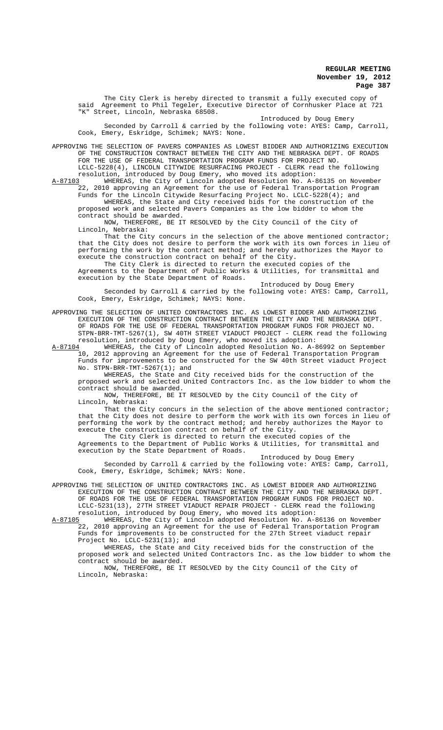The City Clerk is hereby directed to transmit a fully executed copy of said Agreement to Phil Tegeler, Executive Director of Cornhusker Place at 721 "K" Street, Lincoln, Nebraska 68508.

Introduced by Doug Emery

Seconded by Carroll & carried by the following vote: AYES: Camp, Carroll, Cook, Emery, Eskridge, Schimek; NAYS: None.

APPROVING THE SELECTION OF PAVERS COMPANIES AS LOWEST BIDDER AND AUTHORIZING EXECUTION OF THE CONSTRUCTION CONTRACT BETWEEN THE CITY AND THE NEBRASKA DEPT. OF ROADS FOR THE USE OF FEDERAL TRANSPORTATION PROGRAM FUNDS FOR PROJECT NO. LCLC-5228(4), LINCOLN CITYWIDE RESURFACING PROJECT - CLERK read the following resolution, introduced by Doug Emery, who moved its adoption:

A-87103 WHEREAS, the City of Lincoln adopted Resolution No. A-86135 on November 22, 2010 approving an Agreement for the use of Federal Transportation Program Funds for the Lincoln Citywide Resurfacing Project No. LCLC-5228(4); and

WHEREAS, the State and City received bids for the construction of the proposed work and selected Pavers Companies as the low bidder to whom the contract should be awarded.

NOW, THEREFORE, BE IT RESOLVED by the City Council of the City of Lincoln, Nebraska:

That the City concurs in the selection of the above mentioned contractor; that the City does not desire to perform the work with its own forces in lieu of performing the work by the contract method; and hereby authorizes the Mayor to execute the construction contract on behalf of the City.

The City Clerk is directed to return the executed copies of the Agreements to the Department of Public Works & Utilities, for transmittal and execution by the State Department of Roads.

Introduced by Doug Emery

Seconded by Carroll & carried by the following vote: AYES: Camp, Carroll, Cook, Emery, Eskridge, Schimek; NAYS: None.

APPROVING THE SELECTION OF UNITED CONTRACTORS INC. AS LOWEST BIDDER AND AUTHORIZING EXECUTION OF THE CONSTRUCTION CONTRACT BETWEEN THE CITY AND THE NEBRASKA DEPT. OF ROADS FOR THE USE OF FEDERAL TRANSPORTATION PROGRAM FUNDS FOR PROJECT NO. STPN-BRR-TMT-5267(1), SW 40TH STREET VIADUCT PROJECT - CLERK read the following resolution, introduced by Doug Emery, who moved its adoption:

A-87104 WHEREAS, the City of Lincoln adopted Resolution No. A-86992 on September 10, 2012 approving an Agreement for the use of Federal Transportation Program Funds for improvements to be constructed for the SW 40th Street viaduct Project No. STPN-BRR-TMT-5267(1); and

WHEREAS, the State and City received bids for the construction of the proposed work and selected United Contractors Inc. as the low bidder to whom the contract should be awarded.

NOW, THEREFORE, BE IT RESOLVED by the City Council of the City of Lincoln, Nebraska:

That the City concurs in the selection of the above mentioned contractor; that the City does not desire to perform the work with its own forces in lieu of performing the work by the contract method; and hereby authorizes the Mayor to execute the construction contract on behalf of the City.

The City Clerk is directed to return the executed copies of the Agreements to the Department of Public Works & Utilities, for transmittal and execution by the State Department of Roads.

Introduced by Doug Emery

Seconded by Carroll & carried by the following vote: AYES: Camp, Carroll, Cook, Emery, Eskridge, Schimek; NAYS: None.

APPROVING THE SELECTION OF UNITED CONTRACTORS INC. AS LOWEST BIDDER AND AUTHORIZING EXECUTION OF THE CONSTRUCTION CONTRACT BETWEEN THE CITY AND THE NEBRASKA DEPT. OF ROADS FOR THE USE OF FEDERAL TRANSPORTATION PROGRAM FUNDS FOR PROJECT NO. LCLC-5231(13), 27TH STREET VIADUCT REPAIR PROJECT - CLERK read the following resolution, introduced by Doug Emery, who moved its adoption:

A-87105 WHEREAS, the City of Lincoln adopted Resolution No. A-86136 on November 22, 2010 approving an Agreement for the use of Federal Transportation Program Funds for improvements to be constructed for the 27th Street viaduct repair Project No. LCLC-5231(13); and

WHEREAS, the State and City received bids for the construction of the proposed work and selected United Contractors Inc. as the low bidder to whom the contract should be awarded.

NOW, THEREFORE, BE IT RESOLVED by the City Council of the City of Lincoln, Nebraska: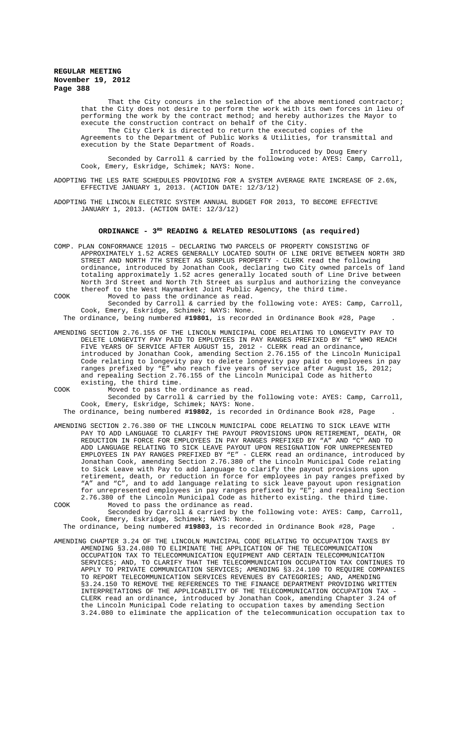That the City concurs in the selection of the above mentioned contractor; that the City does not desire to perform the work with its own forces in lieu of performing the work by the contract method; and hereby authorizes the Mayor to execute the construction contract on behalf of the City.

The City Clerk is directed to return the executed copies of the Agreements to the Department of Public Works & Utilities, for transmittal and execution by the State Department of Roads.

Introduced by Doug Emery

Seconded by Carroll & carried by the following vote: AYES: Camp, Carroll, Cook, Emery, Eskridge, Schimek; NAYS: None.

ADOPTING THE LES RATE SCHEDULES PROVIDING FOR A SYSTEM AVERAGE RATE INCREASE OF 2.6%, EFFECTIVE JANUARY 1, 2013. (ACTION DATE: 12/3/12)

ADOPTING THE LINCOLN ELECTRIC SYSTEM ANNUAL BUDGET FOR 2013, TO BECOME EFFECTIVE JANUARY 1, 2013. (ACTION DATE: 12/3/12)

## ORDINANCE - 3RD READING & RELATED RESOLUTIONS (as required)

COMP. PLAN CONFORMANCE 12015 – DECLARING TWO PARCELS OF PROPERTY CONSISTING OF APPROXIMATELY 1.52 ACRES GENERALLY LOCATED SOUTH OF LINE DRIVE BETWEEN NORTH 3RD STREET AND NORTH 7TH STREET AS SURPLUS PROPERTY - CLERK read the following ordinance, introduced by Jonathan Cook, declaring two City owned parcels of land totaling approximately 1.52 acres generally located south of Line Drive between North 3rd Street and North 7th Street as surplus and authorizing the conveyance thereof to the West Haymarket Joint Public Agency, the third time.

COOK Moved to pass the ordinance as read.

Seconded by Carroll & carried by the following vote: AYES: Camp, Carroll, Cook, Emery, Eskridge, Schimek; NAYS: None.

The ordinance, being numbered **#19801**, is recorded in Ordinance Book #28, Page .

AMENDING SECTION 2.76.155 OF THE LINCOLN MUNICIPAL CODE RELATING TO LONGEVITY PAY TO DELETE LONGEVITY PAY PAID TO EMPLOYEES IN PAY RANGES PREFIXED BY "E" WHO REACH FIVE YEARS OF SERVICE AFTER AUGUST 15, 2012 - CLERK read an ordinance, introduced by Jonathan Cook, amending Section 2.76.155 of the Lincoln Municipal Code relating to longevity pay to delete longevity pay paid to employees in pay ranges prefixed by "E" who reach five years of service after August 15, 2012; and repealing Section 2.76.155 of the Lincoln Municipal Code as hitherto existing, the third time.

COOK Moved to pass the ordinance as read.

Seconded by Carroll & carried by the following vote: AYES: Camp, Carroll, Cook, Emery, Eskridge, Schimek; NAYS: None.

The ordinance, being numbered **#19802**, is recorded in Ordinance Book #28, Page .

AMENDING SECTION 2.76.380 OF THE LINCOLN MUNICIPAL CODE RELATING TO SICK LEAVE WITH PAY TO ADD LANGUAGE TO CLARIFY THE PAYOUT PROVISIONS UPON RETIREMENT, DEATH, OR REDUCTION IN FORCE FOR EMPLOYEES IN PAY RANGES PREFIXED BY "A" AND "C" AND TO ADD LANGUAGE RELATING TO SICK LEAVE PAYOUT UPON RESIGNATION FOR UNREPRESENTED EMPLOYEES IN PAY RANGES PREFIXED BY "E" - CLERK read an ordinance, introduced by Jonathan Cook, amending Section 2.76.380 of the Lincoln Municipal Code relating to Sick Leave with Pay to add language to clarify the payout provisions upon retirement, death, or reduction in force for employees in pay ranges prefixed by "A" and "C", and to add language relating to sick leave payout upon resignation for unrepresented employees in pay ranges prefixed by "E"; and repealing Section 2.76.380 of the Lincoln Municipal Code as hitherto existing. the third time.

COOK Moved to pass the ordinance as read.

Seconded by Carroll & carried by the following vote: AYES: Camp, Carroll, Cook, Emery, Eskridge, Schimek; NAYS: None.

The ordinance, being numbered **#19803**, is recorded in Ordinance Book #28, Page .

AMENDING CHAPTER 3.24 OF THE LINCOLN MUNICIPAL CODE RELATING TO OCCUPATION TAXES BY AMENDING §3.24.080 TO ELIMINATE THE APPLICATION OF THE TELECOMMUNICATION OCCUPATION TAX TO TELECOMMUNICATION EQUIPMENT AND CERTAIN TELECOMMUNICATION SERVICES; AND, TO CLARIFY THAT THE TELECOMMUNICATION OCCUPATION TAX CONTINUES TO APPLY TO PRIVATE COMMUNICATION SERVICES; AMENDING §3.24.100 TO REQUIRE COMPANIES TO REPORT TELECOMMUNICATION SERVICES REVENUES BY CATEGORIES; AND, AMENDING §3.24.150 TO REMOVE THE REFERENCES TO THE FINANCE DEPARTMENT PROVIDING WRITTEN INTERPRETATIONS OF THE APPLICABILITY OF THE TELECOMMUNICATION OCCUPATION TAX - CLERK read an ordinance, introduced by Jonathan Cook, amending Chapter 3.24 of the Lincoln Municipal Code relating to occupation taxes by amending Section 3.24.080 to eliminate the application of the telecommunication occupation tax to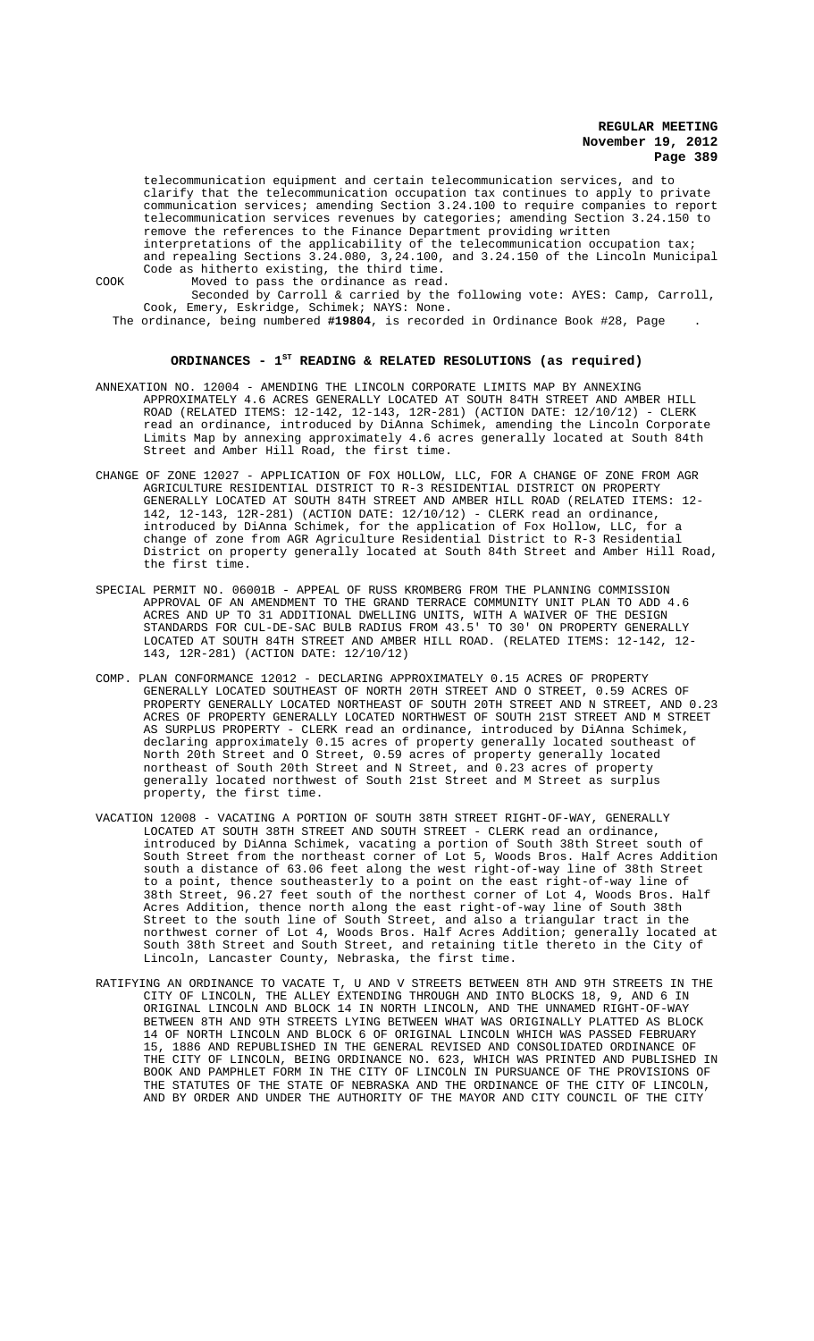telecommunication equipment and certain telecommunication services, and to clarify that the telecommunication occupation tax continues to apply to private communication services; amending Section 3.24.100 to require companies to report telecommunication services revenues by categories; amending Section 3.24.150 to remove the references to the Finance Department providing written interpretations of the applicability of the telecommunication occupation tax; and repealing Sections 3.24.080, 3,24.100, and 3.24.150 of the Lincoln Municipal Code as hitherto existing, the third time.

COOK Moved to pass the ordinance as read.

Seconded by Carroll & carried by the following vote: AYES: Camp, Carroll, Cook, Emery, Eskridge, Schimek; NAYS: None.

The ordinance, being numbered **#19804**, is recorded in Ordinance Book #28, Page .

## ORDINANCES - 1ST READING & RELATED RESOLUTIONS (as required)

ANNEXATION NO. 12004 - AMENDING THE LINCOLN CORPORATE LIMITS MAP BY ANNEXING APPROXIMATELY 4.6 ACRES GENERALLY LOCATED AT SOUTH 84TH STREET AND AMBER HILL ROAD (RELATED ITEMS: 12-142, 12-143, 12R-281) (ACTION DATE: 12/10/12) - CLERK read an ordinance, introduced by DiAnna Schimek, amending the Lincoln Corporate Limits Map by annexing approximately 4.6 acres generally located at South 84th Street and Amber Hill Road, the first time.

CHANGE OF ZONE 12027 - APPLICATION OF FOX HOLLOW, LLC, FOR A CHANGE OF ZONE FROM AGR AGRICULTURE RESIDENTIAL DISTRICT TO R-3 RESIDENTIAL DISTRICT ON PROPERTY GENERALLY LOCATED AT SOUTH 84TH STREET AND AMBER HILL ROAD (RELATED ITEMS: 12-142, 12-143, 12R-281) (ACTION DATE: 12/10/12) - CLERK read an ordinance, introduced by DiAnna Schimek, for the application of Fox Hollow, LLC, for a change of zone from AGR Agriculture Residential District to R-3 Residential District on property generally located at South 84th Street and Amber Hill Road, the first time.

SPECIAL PERMIT NO. 06001B - APPEAL OF RUSS KROMBERG FROM THE PLANNING COMMISSION APPROVAL OF AN AMENDMENT TO THE GRAND TERRACE COMMUNITY UNIT PLAN TO ADD 4.6 ACRES AND UP TO 31 ADDITIONAL DWELLING UNITS, WITH A WAIVER OF THE DESIGN STANDARDS FOR CUL-DE-SAC BULB RADIUS FROM 43.5' TO 30' ON PROPERTY GENERALLY LOCATED AT SOUTH 84TH STREET AND AMBER HILL ROAD. (RELATED ITEMS: 12-142, 12-143, 12R-281) (ACTION DATE: 12/10/12)

COMP. PLAN CONFORMANCE 12012 - DECLARING APPROXIMATELY 0.15 ACRES OF PROPERTY GENERALLY LOCATED SOUTHEAST OF NORTH 20TH STREET AND O STREET, 0.59 ACRES OF PROPERTY GENERALLY LOCATED NORTHEAST OF SOUTH 20TH STREET AND N STREET, AND 0.23 ACRES OF PROPERTY GENERALLY LOCATED NORTHWEST OF SOUTH 21ST STREET AND M STREET AS SURPLUS PROPERTY - CLERK read an ordinance, introduced by DiAnna Schimek, declaring approximately 0.15 acres of property generally located southeast of North 20th Street and O Street, 0.59 acres of property generally located northeast of South 20th Street and N Street, and 0.23 acres of property generally located northwest of South 21st Street and M Street as surplus property, the first time.

VACATION 12008 - VACATING A PORTION OF SOUTH 38TH STREET RIGHT-OF-WAY, GENERALLY LOCATED AT SOUTH 38TH STREET AND SOUTH STREET - CLERK read an ordinance, introduced by DiAnna Schimek, vacating a portion of South 38th Street south of South Street from the northeast corner of Lot 5, Woods Bros. Half Acres Addition south a distance of 63.06 feet along the west right-of-way line of 38th Street to a point, thence southeasterly to a point on the east right-of-way line of 38th Street, 96.27 feet south of the northest corner of Lot 4, Woods Bros. Half Acres Addition, thence north along the east right-of-way line of South 38th Street to the south line of South Street, and also a triangular tract in the northwest corner of Lot 4, Woods Bros. Half Acres Addition; generally located at South 38th Street and South Street, and retaining title thereto in the City of Lincoln, Lancaster County, Nebraska, the first time.

RATIFYING AN ORDINANCE TO VACATE T, U AND V STREETS BETWEEN 8TH AND 9TH STREETS IN THE CITY OF LINCOLN, THE ALLEY EXTENDING THROUGH AND INTO BLOCKS 18, 9, AND 6 IN ORIGINAL LINCOLN AND BLOCK 14 IN NORTH LINCOLN, AND THE UNNAMED RIGHT-OF-WAY BETWEEN 8TH AND 9TH STREETS LYING BETWEEN WHAT WAS ORIGINALLY PLATTED AS BLOCK 14 OF NORTH LINCOLN AND BLOCK 6 OF ORIGINAL LINCOLN WHICH WAS PASSED FEBRUARY 15, 1886 AND REPUBLISHED IN THE GENERAL REVISED AND CONSOLIDATED ORDINANCE OF THE CITY OF LINCOLN, BEING ORDINANCE NO. 623, WHICH WAS PRINTED AND PUBLISHED IN BOOK AND PAMPHLET FORM IN THE CITY OF LINCOLN IN PURSUANCE OF THE PROVISIONS OF THE STATUTES OF THE STATE OF NEBRASKA AND THE ORDINANCE OF THE CITY OF LINCOLN, AND BY ORDER AND UNDER THE AUTHORITY OF THE MAYOR AND CITY COUNCIL OF THE CITY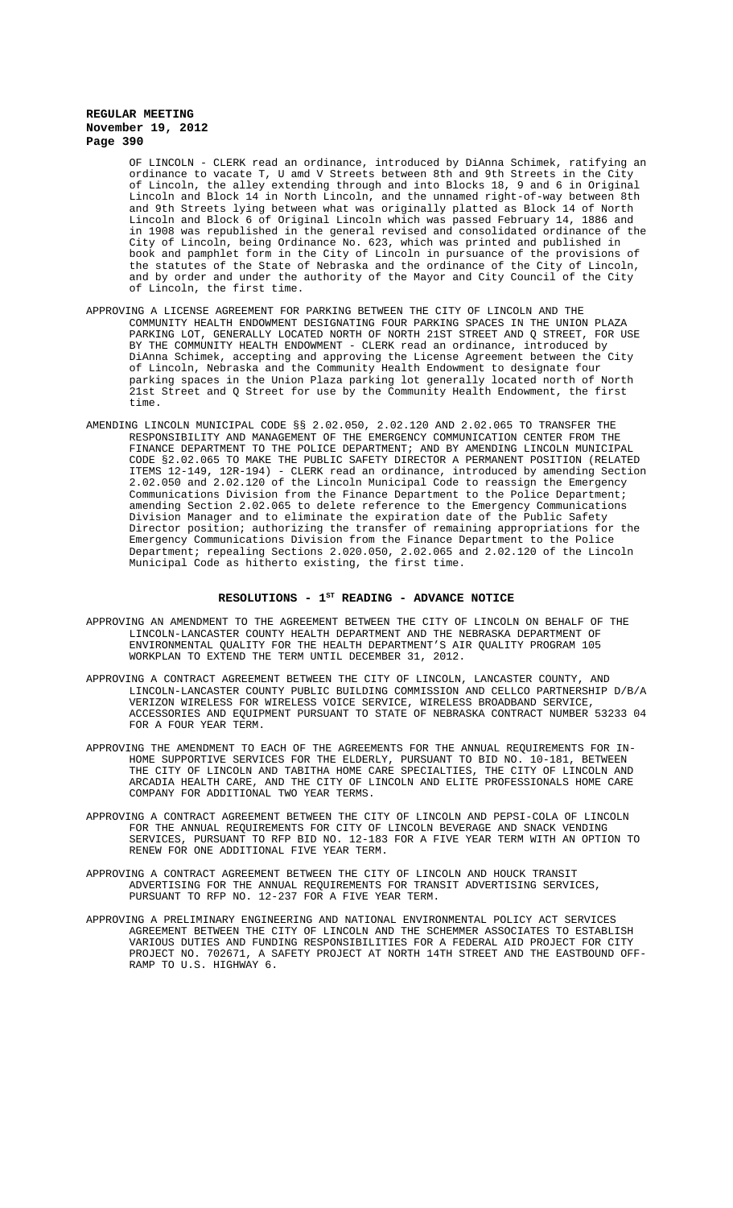OF LINCOLN - CLERK read an ordinance, introduced by DiAnna Schimek, ratifying an ordinance to vacate T, U amd V Streets between 8th and 9th Streets in the City of Lincoln, the alley extending through and into Blocks 18, 9 and 6 in Original Lincoln and Block 14 in North Lincoln, and the unnamed right-of-way between 8th and 9th Streets lying between what was originally platted as Block 14 of North Lincoln and Block 6 of Original Lincoln which was passed February 14, 1886 and in 1908 was republished in the general revised and consolidated ordinance of the City of Lincoln, being Ordinance No. 623, which was printed and published in book and pamphlet form in the City of Lincoln in pursuance of the provisions of the statutes of the State of Nebraska and the ordinance of the City of Lincoln, and by order and under the authority of the Mayor and City Council of the City of Lincoln, the first time.

APPROVING A LICENSE AGREEMENT FOR PARKING BETWEEN THE CITY OF LINCOLN AND THE COMMUNITY HEALTH ENDOWMENT DESIGNATING FOUR PARKING SPACES IN THE UNION PLAZA PARKING LOT, GENERALLY LOCATED NORTH OF NORTH 21ST STREET AND Q STREET, FOR USE BY THE COMMUNITY HEALTH ENDOWMENT - CLERK read an ordinance, introduced by DiAnna Schimek, accepting and approving the License Agreement between the City of Lincoln, Nebraska and the Community Health Endowment to designate four parking spaces in the Union Plaza parking lot generally located north of North 21st Street and Q Street for use by the Community Health Endowment, the first time.

AMENDING LINCOLN MUNICIPAL CODE §§ 2.02.050, 2.02.120 AND 2.02.065 TO TRANSFER THE RESPONSIBILITY AND MANAGEMENT OF THE EMERGENCY COMMUNICATION CENTER FROM THE FINANCE DEPARTMENT TO THE POLICE DEPARTMENT; AND BY AMENDING LINCOLN MUNICIPAL CODE §2.02.065 TO MAKE THE PUBLIC SAFETY DIRECTOR A PERMANENT POSITION (RELATED ITEMS 12-149, 12R-194) - CLERK read an ordinance, introduced by amending Section 2.02.050 and 2.02.120 of the Lincoln Municipal Code to reassign the Emergency Communications Division from the Finance Department to the Police Department; amending Section 2.02.065 to delete reference to the Emergency Communications Division Manager and to eliminate the expiration date of the Public Safety Director position; authorizing the transfer of remaining appropriations for the Emergency Communications Division from the Finance Department to the Police Department; repealing Sections 2.020.050, 2.02.065 and 2.02.120 of the Lincoln Municipal Code as hitherto existing, the first time.

## RESOLUTIONS - 1ST READING - ADVANCE NOTICE

APPROVING AN AMENDMENT TO THE AGREEMENT BETWEEN THE CITY OF LINCOLN ON BEHALF OF THE LINCOLN-LANCASTER COUNTY HEALTH DEPARTMENT AND THE NEBRASKA DEPARTMENT OF ENVIRONMENTAL QUALITY FOR THE HEALTH DEPARTMENT'S AIR QUALITY PROGRAM 105 WORKPLAN TO EXTEND THE TERM UNTIL DECEMBER 31, 2012.

APPROVING A CONTRACT AGREEMENT BETWEEN THE CITY OF LINCOLN, LANCASTER COUNTY, AND LINCOLN-LANCASTER COUNTY PUBLIC BUILDING COMMISSION AND CELLCO PARTNERSHIP D/B/A VERIZON WIRELESS FOR WIRELESS VOICE SERVICE, WIRELESS BROADBAND SERVICE, ACCESSORIES AND EQUIPMENT PURSUANT TO STATE OF NEBRASKA CONTRACT NUMBER 53233 04 FOR A FOUR YEAR TERM.

APPROVING THE AMENDMENT TO EACH OF THE AGREEMENTS FOR THE ANNUAL REQUIREMENTS FOR IN-HOME SUPPORTIVE SERVICES FOR THE ELDERLY, PURSUANT TO BID NO. 10-181, BETWEEN THE CITY OF LINCOLN AND TABITHA HOME CARE SPECIALTIES, THE CITY OF LINCOLN AND ARCADIA HEALTH CARE, AND THE CITY OF LINCOLN AND ELITE PROFESSIONALS HOME CARE COMPANY FOR ADDITIONAL TWO YEAR TERMS.

APPROVING A CONTRACT AGREEMENT BETWEEN THE CITY OF LINCOLN AND PEPSI-COLA OF LINCOLN FOR THE ANNUAL REQUIREMENTS FOR CITY OF LINCOLN BEVERAGE AND SNACK VENDING SERVICES, PURSUANT TO RFP BID NO. 12-183 FOR A FIVE YEAR TERM WITH AN OPTION TO RENEW FOR ONE ADDITIONAL FIVE YEAR TERM.

APPROVING A CONTRACT AGREEMENT BETWEEN THE CITY OF LINCOLN AND HOUCK TRANSIT ADVERTISING FOR THE ANNUAL REQUIREMENTS FOR TRANSIT ADVERTISING SERVICES, PURSUANT TO RFP NO. 12-237 FOR A FIVE YEAR TERM.

APPROVING A PRELIMINARY ENGINEERING AND NATIONAL ENVIRONMENTAL POLICY ACT SERVICES AGREEMENT BETWEEN THE CITY OF LINCOLN AND THE SCHEMMER ASSOCIATES TO ESTABLISH VARIOUS DUTIES AND FUNDING RESPONSIBILITIES FOR A FEDERAL AID PROJECT FOR CITY PROJECT NO. 702671, A SAFETY PROJECT AT NORTH 14TH STREET AND THE EASTBOUND OFF-RAMP TO U.S. HIGHWAY 6.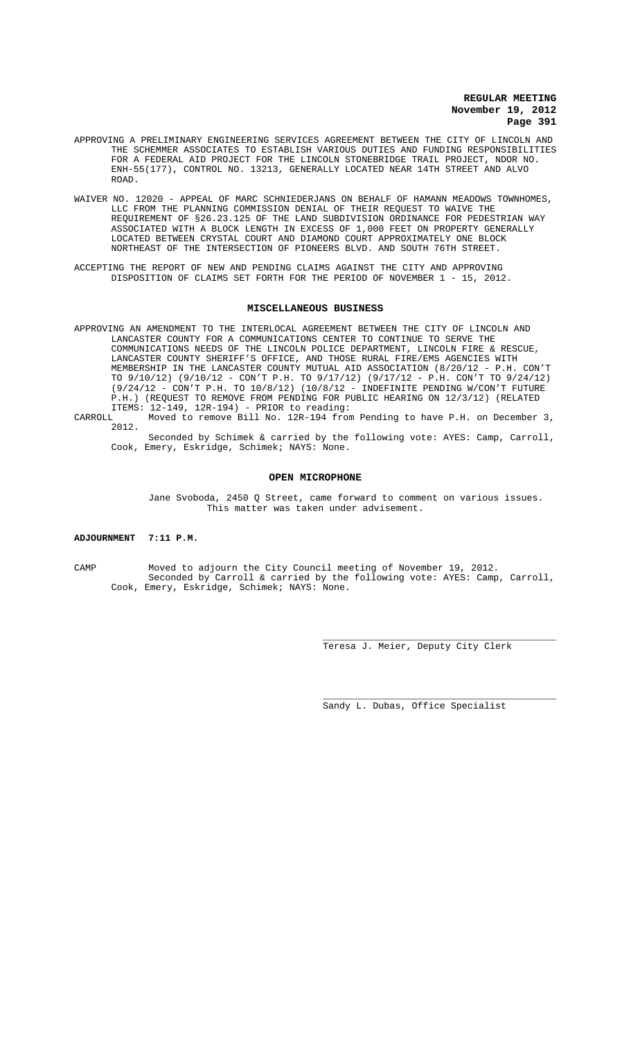APPROVING A PRELIMINARY ENGINEERING SERVICES AGREEMENT BETWEEN THE CITY OF LINCOLN AND THE SCHEMMER ASSOCIATES TO ESTABLISH VARIOUS DUTIES AND FUNDING RESPONSIBILITIES FOR A FEDERAL AID PROJECT FOR THE LINCOLN STONEBRIDGE TRAIL PROJECT, NDOR NO. ENH-55(177), CONTROL NO. 13213, GENERALLY LOCATED NEAR 14TH STREET AND ALVO ROAD.

WAIVER NO. 12020 - APPEAL OF MARC SCHNIEDERJANS ON BEHALF OF HAMANN MEADOWS TOWNHOMES, LLC FROM THE PLANNING COMMISSION DENIAL OF THEIR REQUEST TO WAIVE THE REQUIREMENT OF §26.23.125 OF THE LAND SUBDIVISION ORDINANCE FOR PEDESTRIAN WAY ASSOCIATED WITH A BLOCK LENGTH IN EXCESS OF 1,000 FEET ON PROPERTY GENERALLY LOCATED BETWEEN CRYSTAL COURT AND DIAMOND COURT APPROXIMATELY ONE BLOCK NORTHEAST OF THE INTERSECTION OF PIONEERS BLVD. AND SOUTH 76TH STREET.

ACCEPTING THE REPORT OF NEW AND PENDING CLAIMS AGAINST THE CITY AND APPROVING DISPOSITION OF CLAIMS SET FORTH FOR THE PERIOD OF NOVEMBER 1 - 15, 2012.

## MISCELLANEOUS BUSINESS

APPROVING AN AMENDMENT TO THE INTERLOCAL AGREEMENT BETWEEN THE CITY OF LINCOLN AND LANCASTER COUNTY FOR A COMMUNICATIONS CENTER TO CONTINUE TO SERVE THE COMMUNICATIONS NEEDS OF THE LINCOLN POLICE DEPARTMENT, LINCOLN FIRE & RESCUE, LANCASTER COUNTY SHERIFF'S OFFICE, AND THOSE RURAL FIRE/EMS AGENCIES WITH MEMBERSHIP IN THE LANCASTER COUNTY MUTUAL AID ASSOCIATION (8/20/12 - P.H. CON'T TO 9/10/12) (9/10/12 - CON'T P.H. TO 9/17/12) (9/17/12 - P.H. CON'T TO 9/24/12) (9/24/12 - CON'T P.H. TO 10/8/12) (10/8/12 - INDEFINITE PENDING W/CON'T FUTURE P.H.) (REQUEST TO REMOVE FROM PENDING FOR PUBLIC HEARING ON 12/3/12) (RELATED ITEMS: 12-149, 12R-194) - PRIOR to reading:

CARROLL Moved to remove Bill No. 12R-194 from Pending to have P.H. on December 3, 2012.

Seconded by Schimek & carried by the following vote: AYES: Camp, Carroll, Cook, Emery, Eskridge, Schimek; NAYS: None.

## OPEN MICROPHONE

Jane Svoboda, 2450 Q Street, came forward to comment on various issues. This matter was taken under advisement.

**ADJOURNMENT 7:11 P.M.**

CAMP Moved to adjourn the City Council meeting of November 19, 2012.

Seconded by Carroll & carried by the following vote: AYES: Camp, Carroll, Cook, Emery, Eskridge, Schimek; NAYS: None.

Teresa J. Meier, Deputy City Clerk

Sandy L. Dubas, Office Specialist